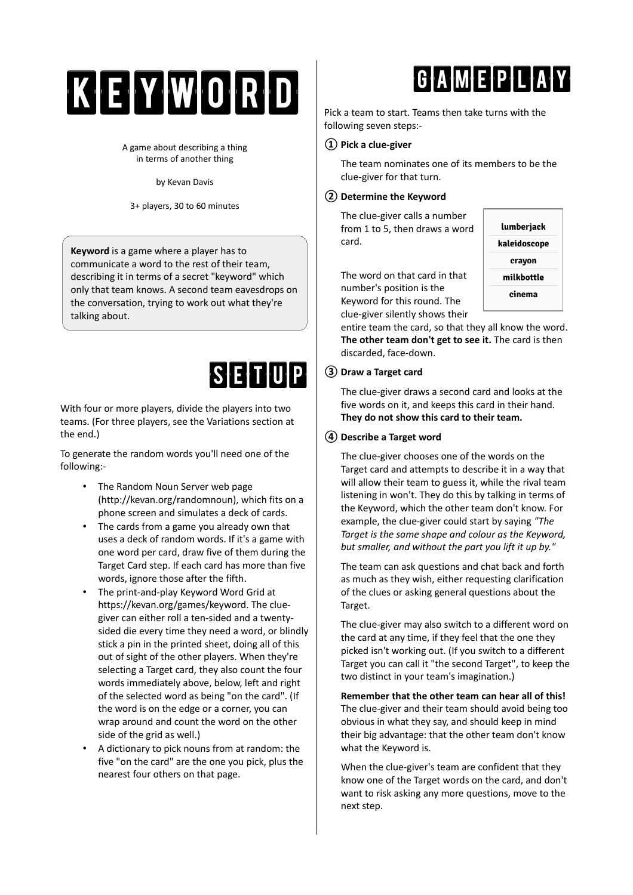# KEYWORD

A game about describing a thing
in terms of another thing

by Kevan Davis

3+ players, 30 to 60 minutes

**Keyword** is a game where a player has to communicate a word to the rest of their team, describing it in terms of a secret "keyword" which only that team knows. A second team eavesdrops on the conversation, trying to work out what they're talking about.

## SETUP

With four or more players, divide the players into two teams. (For three players, see the Variations section at the end.)

To generate the random words you'll need one of the following:-

- The Random Noun Server web page (http://kevan.org/randomnoun), which fits on a phone screen and simulates a deck of cards.
- The cards from a game you already own that uses a deck of random words. If it's a game with one word per card, draw five of them during the Target Card step. If each card has more than five words, ignore those after the fifth.
- The print-and-play Keyword Word Grid at https://kevan.org/games/keyword. The clue-giver can either roll a ten-sided and a twenty-sided die every time they need a word, or blindly stick a pin in the printed sheet, doing all of this out of sight of the other players. When they're selecting a Target card, they also count the four words immediately above, below, left and right of the selected word as being "on the card". (If the word is on the edge or a corner, you can wrap around and count the word on the other side of the grid as well.)
- A dictionary to pick nouns from at random: the five "on the card" are the one you pick, plus the nearest four others on that page.

## GAMEPLAY

Pick a team to start. Teams then take turns with the following seven steps:-

**① Pick a clue-giver**

The team nominates one of its members to be the clue-giver for that turn.

**② Determine the Keyword**

The clue-giver calls a number from 1 to 5, then draws a word card.

| lumberjack |
|---|
| kaleidoscope |
| crayon |
| milkbottle |
| cinema |

The word on that card in that number's position is the Keyword for this round. The clue-giver silently shows their entire team the card, so that they all know the word. **The other team don't get to see it.** The card is then discarded, face-down.

**③ Draw a Target card**

The clue-giver draws a second card and looks at the five words on it, and keeps this card in their hand. **They do not show this card to their team.**

**④ Describe a Target word**

The clue-giver chooses one of the words on the Target card and attempts to describe it in a way that will allow their team to guess it, while the rival team listening in won't. They do this by talking in terms of the Keyword, which the other team don't know. For example, the clue-giver could start by saying *"The Target is the same shape and colour as the Keyword, but smaller, and without the part you lift it up by."*

The team can ask questions and chat back and forth as much as they wish, either requesting clarification of the clues or asking general questions about the Target.

The clue-giver may also switch to a different word on the card at any time, if they feel that the one they picked isn't working out. (If you switch to a different Target you can call it "the second Target", to keep the two distinct in your team's imagination.)

**Remember that the other team can hear all of this!** The clue-giver and their team should avoid being too obvious in what they say, and should keep in mind their big advantage: that the other team don't know what the Keyword is.

When the clue-giver's team are confident that they know one of the Target words on the card, and don't want to risk asking any more questions, move to the next step.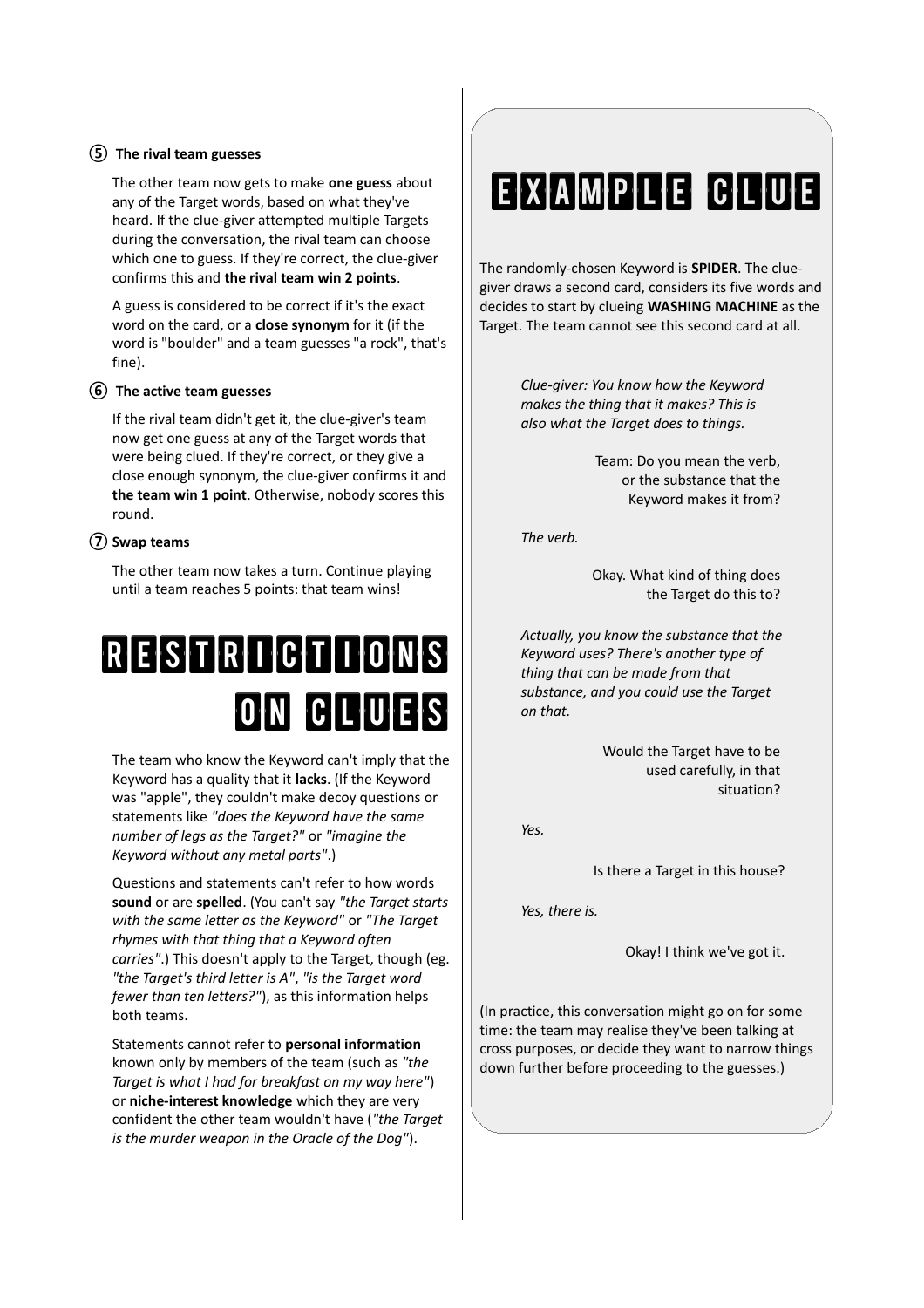### ⑤ The rival team guesses

The other team now gets to make **one guess** about any of the Target words, based on what they've heard. If the clue-giver attempted multiple Targets during the conversation, the rival team can choose which one to guess. If they're correct, the clue-giver confirms this and **the rival team win 2 points**.

A guess is considered to be correct if it's the exact word on the card, or a **close synonym** for it (if the word is "boulder" and a team guesses "a rock", that's fine).

### ⑥ The active team guesses

If the rival team didn't get it, the clue-giver's team now get one guess at any of the Target words that were being clued. If they're correct, or they give a close enough synonym, the clue-giver confirms it and **the team win 1 point**. Otherwise, nobody scores this round.

### ⑦ Swap teams

The other team now takes a turn. Continue playing until a team reaches 5 points: that team wins!

## RESTRICTIONS ON CLUES

The team who know the Keyword can't imply that the Keyword has a quality that it **lacks**. (If the Keyword was "apple", they couldn't make decoy questions or statements like *"does the Keyword have the same number of legs as the Target?"* or *"imagine the Keyword without any metal parts"*.)

Questions and statements can't refer to how words **sound** or are **spelled**. (You can't say *"the Target starts with the same letter as the Keyword"* or *"The Target rhymes with that thing that a Keyword often carries"*.) This doesn't apply to the Target, though (eg. *"the Target's third letter is A"*, *"is the Target word fewer than ten letters?"*), as this information helps both teams.

Statements cannot refer to **personal information** known only by members of the team (such as *"the Target is what I had for breakfast on my way here"*) or **niche-interest knowledge** which they are very confident the other team wouldn't have (*"the Target is the murder weapon in the Oracle of the Dog"*).

## EXAMPLE CLUE

The randomly-chosen Keyword is **SPIDER**. The clue-giver draws a second card, considers its five words and decides to start by clueing **WASHING MACHINE** as the Target. The team cannot see this second card at all.

*Clue-giver: You know how the Keyword makes the thing that it makes? This is also what the Target does to things.*

Team: Do you mean the verb, or the substance that the Keyword makes it from?

*The verb.*

Okay. What kind of thing does the Target do this to?

*Actually, you know the substance that the Keyword uses? There's another type of thing that can be made from that substance, and you could use the Target on that.*

Would the Target have to be used carefully, in that situation?

*Yes.*

Is there a Target in this house?

*Yes, there is.*

Okay! I think we've got it.

(In practice, this conversation might go on for some time: the team may realise they've been talking at cross purposes, or decide they want to narrow things down further before proceeding to the guesses.)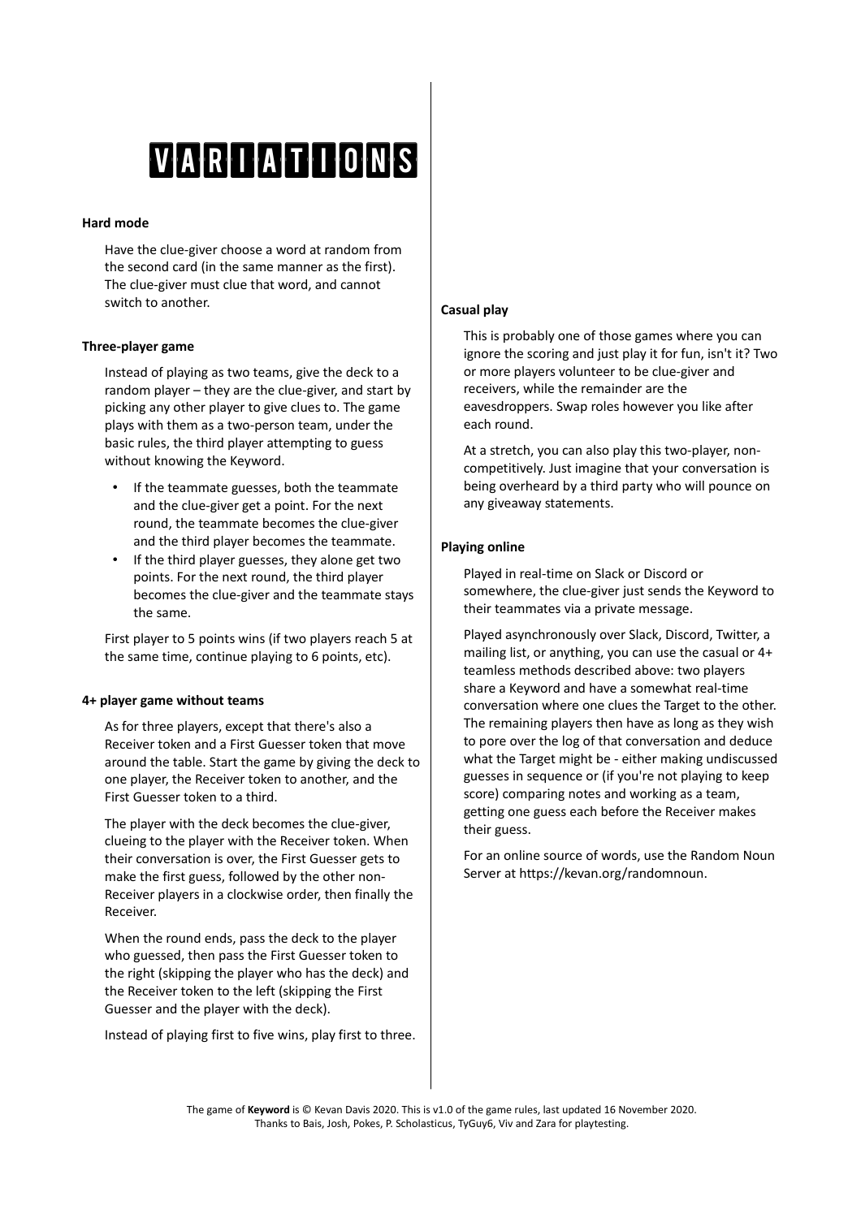# VARIATIONS

### Hard mode

Have the clue-giver choose a word at random from the second card (in the same manner as the first). The clue-giver must clue that word, and cannot switch to another.

### Three-player game

Instead of playing as two teams, give the deck to a random player – they are the clue-giver, and start by picking any other player to give clues to. The game plays with them as a two-person team, under the basic rules, the third player attempting to guess without knowing the Keyword.

- If the teammate guesses, both the teammate and the clue-giver get a point. For the next round, the teammate becomes the clue-giver and the third player becomes the teammate.
- If the third player guesses, they alone get two points. For the next round, the third player becomes the clue-giver and the teammate stays the same.

First player to 5 points wins (if two players reach 5 at the same time, continue playing to 6 points, etc).

### 4+ player game without teams

As for three players, except that there's also a Receiver token and a First Guesser token that move around the table. Start the game by giving the deck to one player, the Receiver token to another, and the First Guesser token to a third.

The player with the deck becomes the clue-giver, clueing to the player with the Receiver token. When their conversation is over, the First Guesser gets to make the first guess, followed by the other non-Receiver players in a clockwise order, then finally the Receiver.

When the round ends, pass the deck to the player who guessed, then pass the First Guesser token to the right (skipping the player who has the deck) and the Receiver token to the left (skipping the First Guesser and the player with the deck).

Instead of playing first to five wins, play first to three.

### Casual play

This is probably one of those games where you can ignore the scoring and just play it for fun, isn't it? Two or more players volunteer to be clue-giver and receivers, while the remainder are the eavesdroppers. Swap roles however you like after each round.

At a stretch, you can also play this two-player, non-competitively. Just imagine that your conversation is being overheard by a third party who will pounce on any giveaway statements.

### Playing online

Played in real-time on Slack or Discord or somewhere, the clue-giver just sends the Keyword to their teammates via a private message.

Played asynchronously over Slack, Discord, Twitter, a mailing list, or anything, you can use the casual or 4+ teamless methods described above: two players share a Keyword and have a somewhat real-time conversation where one clues the Target to the other. The remaining players then have as long as they wish to pore over the log of that conversation and deduce what the Target might be - either making undiscussed guesses in sequence or (if you're not playing to keep score) comparing notes and working as a team, getting one guess each before the Receiver makes their guess.

For an online source of words, use the Random Noun Server at https://kevan.org/randomnoun.

The game of **Keyword** is © Kevan Davis 2020. This is v1.0 of the game rules, last updated 16 November 2020.
Thanks to Bais, Josh, Pokes, P. Scholasticus, TyGuy6, Viv and Zara for playtesting.